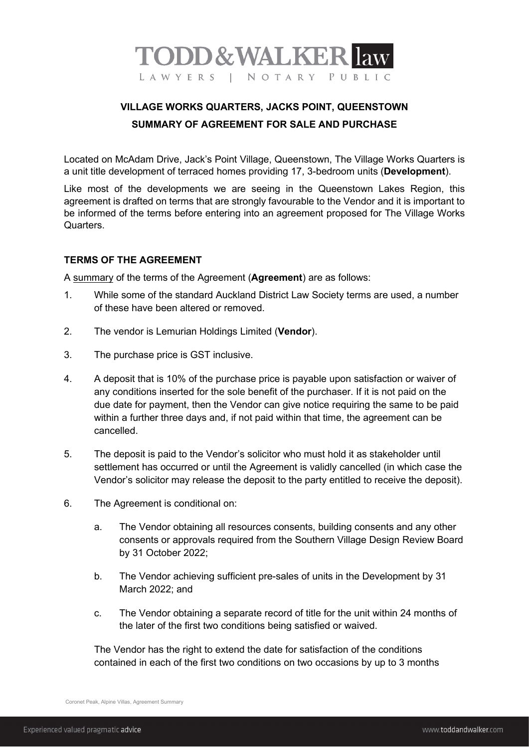# TODD&WALKER law

LAWYERS | NOTARY PUBLIC

## VILLAGE WORKS QUARTERS, JACKS POINT, QUEENSTOWN

## SUMMARY OF AGREEMENT FOR SALE AND PURCHASE

Located on McAdam Drive, Jack's Point Village, Queenstown, The Village Works Quarters is a unit title development of terraced homes providing 17, 3-bedroom units (**Development**).

Like most of the developments we are seeing in the Queenstown Lakes Region, this agreement is drafted on terms that are strongly favourable to the Vendor and it is important to be informed of the terms before entering into an agreement proposed for The Village Works Quarters.

### TERMS OF THE AGREEMENT

A summary of the terms of the Agreement (**Agreement**) are as follows:

1. While some of the standard Auckland District Law Society terms are used, a number of these have been altered or removed.

2. The vendor is Lemurian Holdings Limited (**Vendor**).

3. The purchase price is GST inclusive.

4. A deposit that is 10% of the purchase price is payable upon satisfaction or waiver of any conditions inserted for the sole benefit of the purchaser. If it is not paid on the due date for payment, then the Vendor can give notice requiring the same to be paid within a further three days and, if not paid within that time, the agreement can be cancelled.

5. The deposit is paid to the Vendor's solicitor who must hold it as stakeholder until settlement has occurred or until the Agreement is validly cancelled (in which case the Vendor's solicitor may release the deposit to the party entitled to receive the deposit).

6. The Agreement is conditional on:

   a. The Vendor obtaining all resources consents, building consents and any other consents or approvals required from the Southern Village Design Review Board by 31 October 2022;

   b. The Vendor achieving sufficient pre-sales of units in the Development by 31 March 2022; and

   c. The Vendor obtaining a separate record of title for the unit within 24 months of the later of the first two conditions being satisfied or waived.

   The Vendor has the right to extend the date for satisfaction of the conditions contained in each of the first two conditions on two occasions by up to 3 months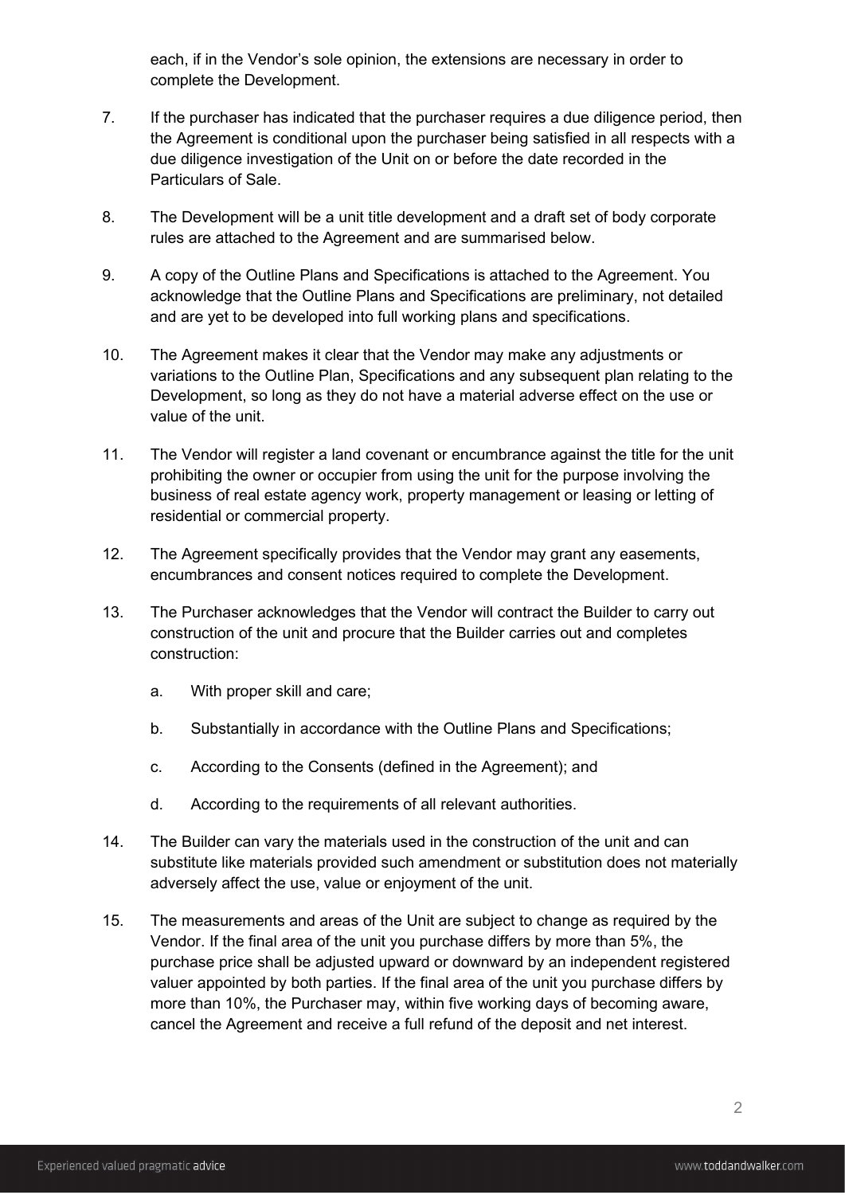each, if in the Vendor's sole opinion, the extensions are necessary in order to complete the Development.

7. If the purchaser has indicated that the purchaser requires a due diligence period, then the Agreement is conditional upon the purchaser being satisfied in all respects with a due diligence investigation of the Unit on or before the date recorded in the Particulars of Sale.

8. The Development will be a unit title development and a draft set of body corporate rules are attached to the Agreement and are summarised below.

9. A copy of the Outline Plans and Specifications is attached to the Agreement. You acknowledge that the Outline Plans and Specifications are preliminary, not detailed and are yet to be developed into full working plans and specifications.

10. The Agreement makes it clear that the Vendor may make any adjustments or variations to the Outline Plan, Specifications and any subsequent plan relating to the Development, so long as they do not have a material adverse effect on the use or value of the unit.

11. The Vendor will register a land covenant or encumbrance against the title for the unit prohibiting the owner or occupier from using the unit for the purpose involving the business of real estate agency work, property management or leasing or letting of residential or commercial property.

12. The Agreement specifically provides that the Vendor may grant any easements, encumbrances and consent notices required to complete the Development.

13. The Purchaser acknowledges that the Vendor will contract the Builder to carry out construction of the unit and procure that the Builder carries out and completes construction:

    a. With proper skill and care;

    b. Substantially in accordance with the Outline Plans and Specifications;

    c. According to the Consents (defined in the Agreement); and

    d. According to the requirements of all relevant authorities.

14. The Builder can vary the materials used in the construction of the unit and can substitute like materials provided such amendment or substitution does not materially adversely affect the use, value or enjoyment of the unit.

15. The measurements and areas of the Unit are subject to change as required by the Vendor. If the final area of the unit you purchase differs by more than 5%, the purchase price shall be adjusted upward or downward by an independent registered valuer appointed by both parties. If the final area of the unit you purchase differs by more than 10%, the Purchaser may, within five working days of becoming aware, cancel the Agreement and receive a full refund of the deposit and net interest.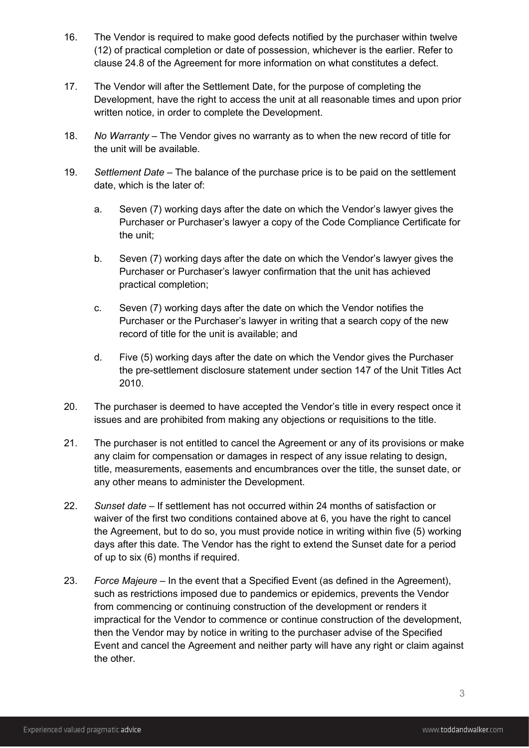16. The Vendor is required to make good defects notified by the purchaser within twelve (12) of practical completion or date of possession, whichever is the earlier. Refer to clause 24.8 of the Agreement for more information on what constitutes a defect.

17. The Vendor will after the Settlement Date, for the purpose of completing the Development, have the right to access the unit at all reasonable times and upon prior written notice, in order to complete the Development.

18. *No Warranty* – The Vendor gives no warranty as to when the new record of title for the unit will be available.

19. *Settlement Date* – The balance of the purchase price is to be paid on the settlement date, which is the later of:

    a. Seven (7) working days after the date on which the Vendor's lawyer gives the Purchaser or Purchaser's lawyer a copy of the Code Compliance Certificate for the unit;

    b. Seven (7) working days after the date on which the Vendor's lawyer gives the Purchaser or Purchaser's lawyer confirmation that the unit has achieved practical completion;

    c. Seven (7) working days after the date on which the Vendor notifies the Purchaser or the Purchaser's lawyer in writing that a search copy of the new record of title for the unit is available; and

    d. Five (5) working days after the date on which the Vendor gives the Purchaser the pre-settlement disclosure statement under section 147 of the Unit Titles Act 2010.

20. The purchaser is deemed to have accepted the Vendor's title in every respect once it issues and are prohibited from making any objections or requisitions to the title.

21. The purchaser is not entitled to cancel the Agreement or any of its provisions or make any claim for compensation or damages in respect of any issue relating to design, title, measurements, easements and encumbrances over the title, the sunset date, or any other means to administer the Development.

22. *Sunset date* – If settlement has not occurred within 24 months of satisfaction or waiver of the first two conditions contained above at 6, you have the right to cancel the Agreement, but to do so, you must provide notice in writing within five (5) working days after this date. The Vendor has the right to extend the Sunset date for a period of up to six (6) months if required.

23. *Force Majeure* – In the event that a Specified Event (as defined in the Agreement), such as restrictions imposed due to pandemics or epidemics, prevents the Vendor from commencing or continuing construction of the development or renders it impractical for the Vendor to commence or continue construction of the development, then the Vendor may by notice in writing to the purchaser advise of the Specified Event and cancel the Agreement and neither party will have any right or claim against the other.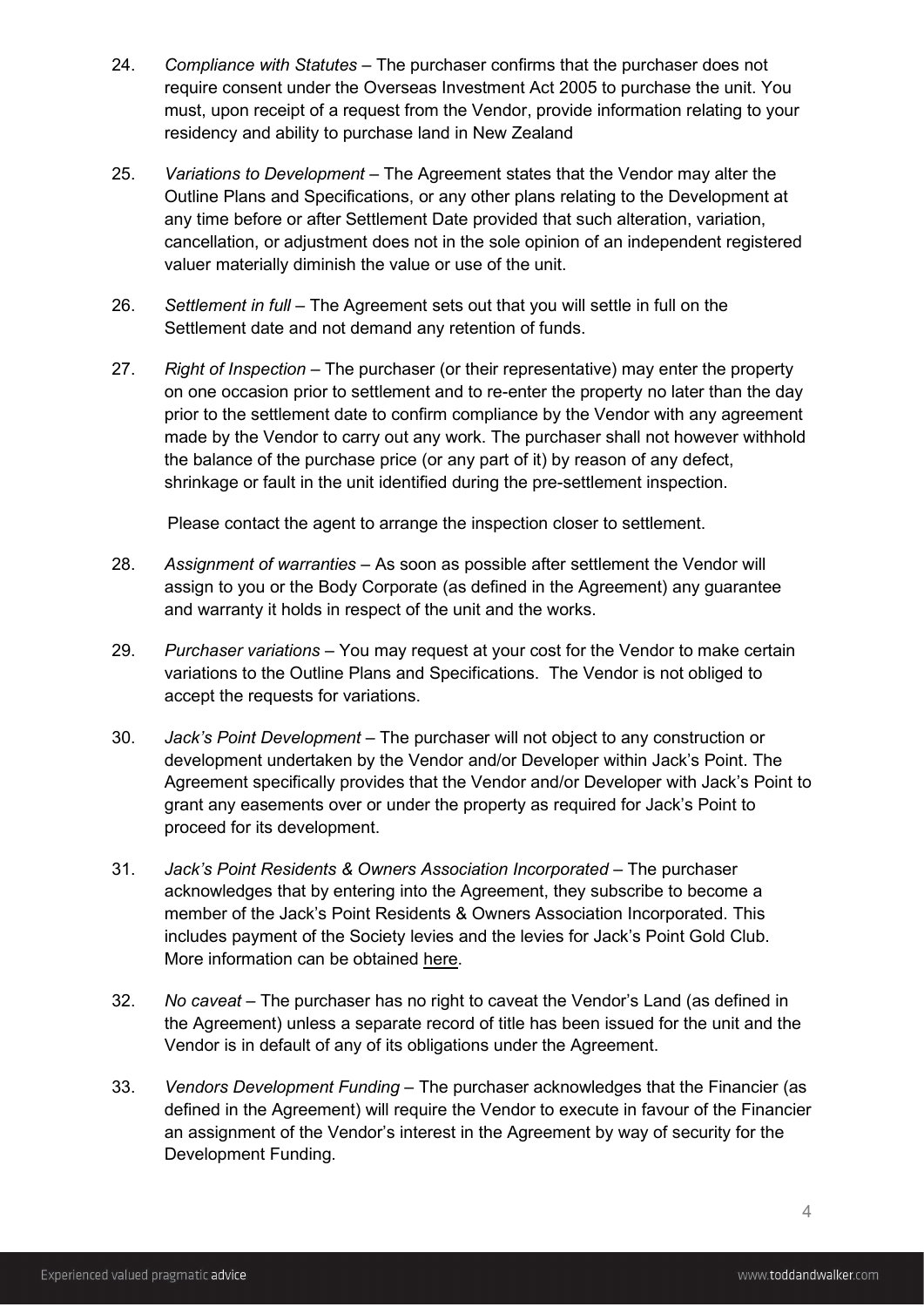24. *Compliance with Statutes* – The purchaser confirms that the purchaser does not require consent under the Overseas Investment Act 2005 to purchase the unit. You must, upon receipt of a request from the Vendor, provide information relating to your residency and ability to purchase land in New Zealand

25. *Variations to Development* – The Agreement states that the Vendor may alter the Outline Plans and Specifications, or any other plans relating to the Development at any time before or after Settlement Date provided that such alteration, variation, cancellation, or adjustment does not in the sole opinion of an independent registered valuer materially diminish the value or use of the unit.

26. *Settlement in full* – The Agreement sets out that you will settle in full on the Settlement date and not demand any retention of funds.

27. *Right of Inspection* – The purchaser (or their representative) may enter the property on one occasion prior to settlement and to re-enter the property no later than the day prior to the settlement date to confirm compliance by the Vendor with any agreement made by the Vendor to carry out any work. The purchaser shall not however withhold the balance of the purchase price (or any part of it) by reason of any defect, shrinkage or fault in the unit identified during the pre-settlement inspection.

    Please contact the agent to arrange the inspection closer to settlement.

28. *Assignment of warranties* – As soon as possible after settlement the Vendor will assign to you or the Body Corporate (as defined in the Agreement) any guarantee and warranty it holds in respect of the unit and the works.

29. *Purchaser variations* – You may request at your cost for the Vendor to make certain variations to the Outline Plans and Specifications. The Vendor is not obliged to accept the requests for variations.

30. *Jack's Point Development* – The purchaser will not object to any construction or development undertaken by the Vendor and/or Developer within Jack's Point. The Agreement specifically provides that the Vendor and/or Developer with Jack's Point to grant any easements over or under the property as required for Jack's Point to proceed for its development.

31. *Jack's Point Residents & Owners Association Incorporated* – The purchaser acknowledges that by entering into the Agreement, they subscribe to become a member of the Jack's Point Residents & Owners Association Incorporated. This includes payment of the Society levies and the levies for Jack's Point Gold Club. More information can be obtained here.

32. *No caveat* – The purchaser has no right to caveat the Vendor's Land (as defined in the Agreement) unless a separate record of title has been issued for the unit and the Vendor is in default of any of its obligations under the Agreement.

33. *Vendors Development Funding* – The purchaser acknowledges that the Financier (as defined in the Agreement) will require the Vendor to execute in favour of the Financier an assignment of the Vendor's interest in the Agreement by way of security for the Development Funding.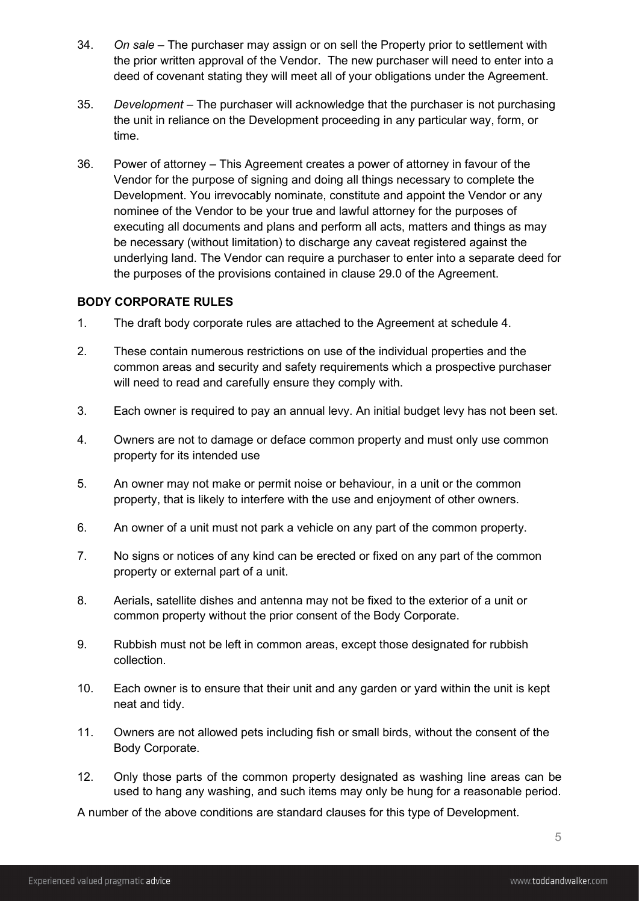34. *On sale* – The purchaser may assign or on sell the Property prior to settlement with the prior written approval of the Vendor. The new purchaser will need to enter into a deed of covenant stating they will meet all of your obligations under the Agreement.

35. *Development* – The purchaser will acknowledge that the purchaser is not purchasing the unit in reliance on the Development proceeding in any particular way, form, or time.

36. Power of attorney – This Agreement creates a power of attorney in favour of the Vendor for the purpose of signing and doing all things necessary to complete the Development. You irrevocably nominate, constitute and appoint the Vendor or any nominee of the Vendor to be your true and lawful attorney for the purposes of executing all documents and plans and perform all acts, matters and things as may be necessary (without limitation) to discharge any caveat registered against the underlying land. The Vendor can require a purchaser to enter into a separate deed for the purposes of the provisions contained in clause 29.0 of the Agreement.

**BODY CORPORATE RULES**

1. The draft body corporate rules are attached to the Agreement at schedule 4.

2. These contain numerous restrictions on use of the individual properties and the common areas and security and safety requirements which a prospective purchaser will need to read and carefully ensure they comply with.

3. Each owner is required to pay an annual levy. An initial budget levy has not been set.

4. Owners are not to damage or deface common property and must only use common property for its intended use

5. An owner may not make or permit noise or behaviour, in a unit or the common property, that is likely to interfere with the use and enjoyment of other owners.

6. An owner of a unit must not park a vehicle on any part of the common property.

7. No signs or notices of any kind can be erected or fixed on any part of the common property or external part of a unit.

8. Aerials, satellite dishes and antenna may not be fixed to the exterior of a unit or common property without the prior consent of the Body Corporate.

9. Rubbish must not be left in common areas, except those designated for rubbish collection.

10. Each owner is to ensure that their unit and any garden or yard within the unit is kept neat and tidy.

11. Owners are not allowed pets including fish or small birds, without the consent of the Body Corporate.

12. Only those parts of the common property designated as washing line areas can be used to hang any washing, and such items may only be hung for a reasonable period.

A number of the above conditions are standard clauses for this type of Development.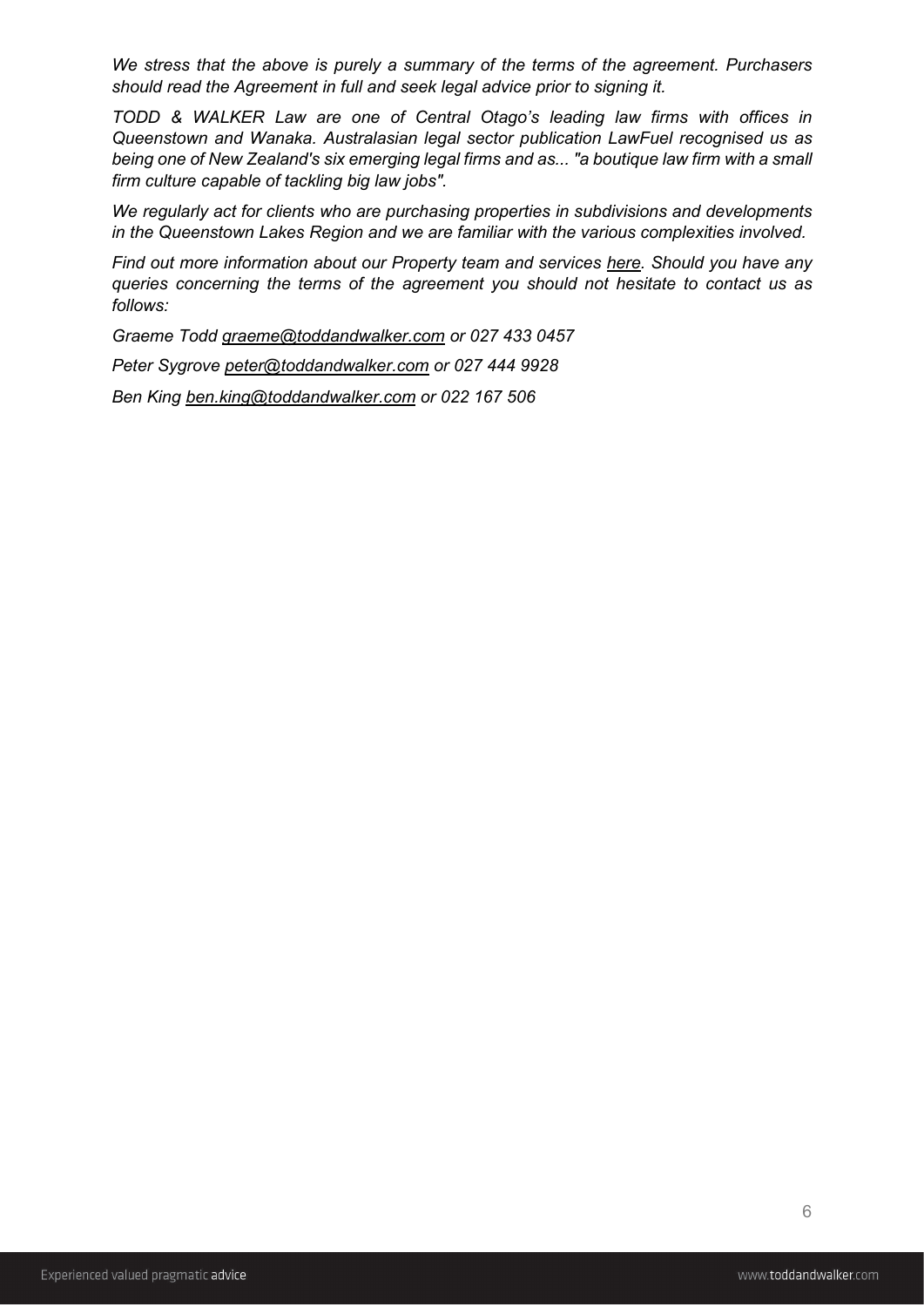*We stress that the above is purely a summary of the terms of the agreement. Purchasers should read the Agreement in full and seek legal advice prior to signing it.*

*TODD & WALKER Law are one of Central Otago's leading law firms with offices in Queenstown and Wanaka. Australasian legal sector publication LawFuel recognised us as being one of New Zealand's six emerging legal firms and as... "a boutique law firm with a small firm culture capable of tackling big law jobs".*

*We regularly act for clients who are purchasing properties in subdivisions and developments in the Queenstown Lakes Region and we are familiar with the various complexities involved.*

*Find out more information about our Property team and services here. Should you have any queries concerning the terms of the agreement you should not hesitate to contact us as follows:*

*Graeme Todd graeme@toddandwalker.com or 027 433 0457*

*Peter Sygrove peter@toddandwalker.com or 027 444 9928*

*Ben King ben.king@toddandwalker.com or 022 167 506*